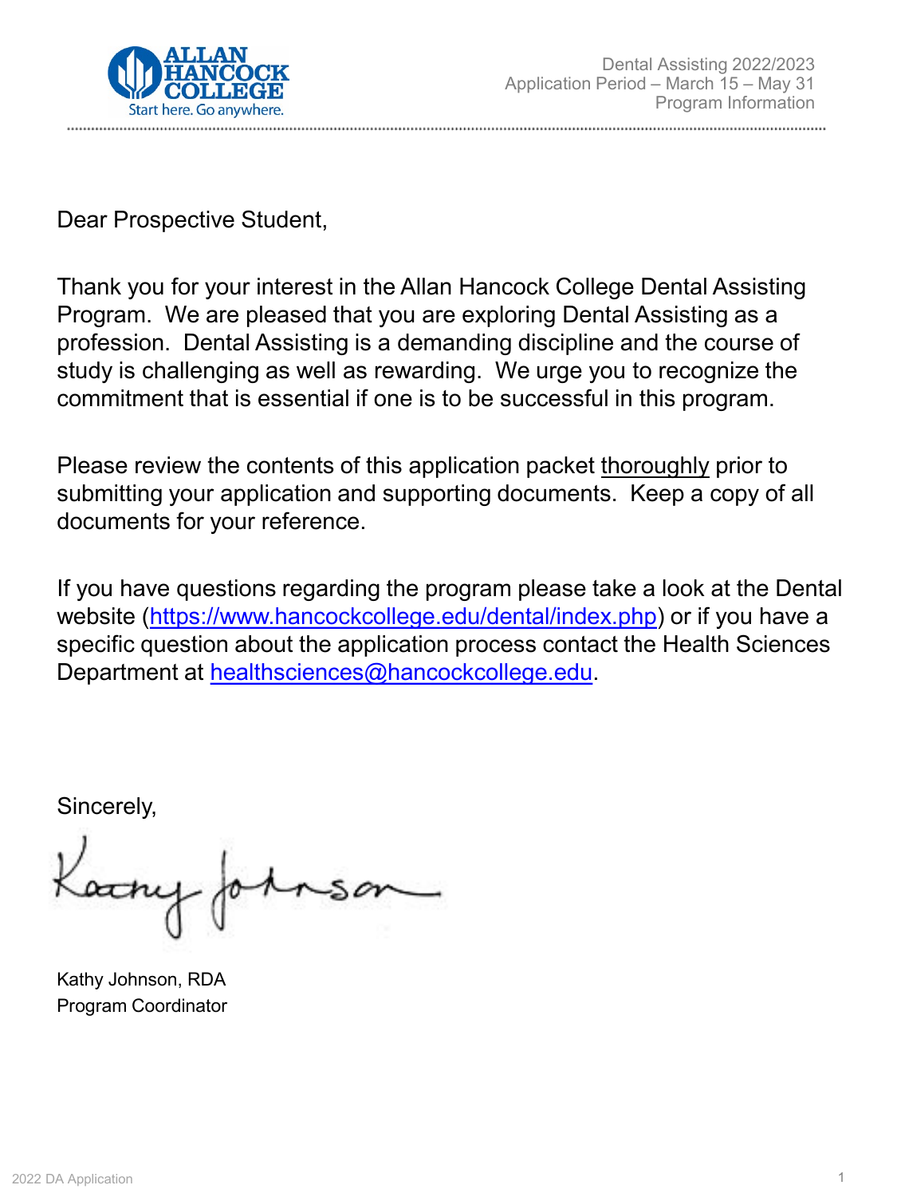Dental Assisting 2022/2023
Application Period – March 15 – May 31
Program Information

Dear Prospective Student,

Thank you for your interest in the Allan Hancock College Dental Assisting Program. We are pleased that you are exploring Dental Assisting as a profession. Dental Assisting is a demanding discipline and the course of study is challenging as well as rewarding. We urge you to recognize the commitment that is essential if one is to be successful in this program.

Please review the contents of this application packet thoroughly prior to submitting your application and supporting documents. Keep a copy of all documents for your reference.

If you have questions regarding the program please take a look at the Dental website (https://www.hancockcollege.edu/dental/index.php) or if you have a specific question about the application process contact the Health Sciences Department at healthsciences@hancockcollege.edu.

Sincerely,

Kathy Johnson, RDA
Program Coordinator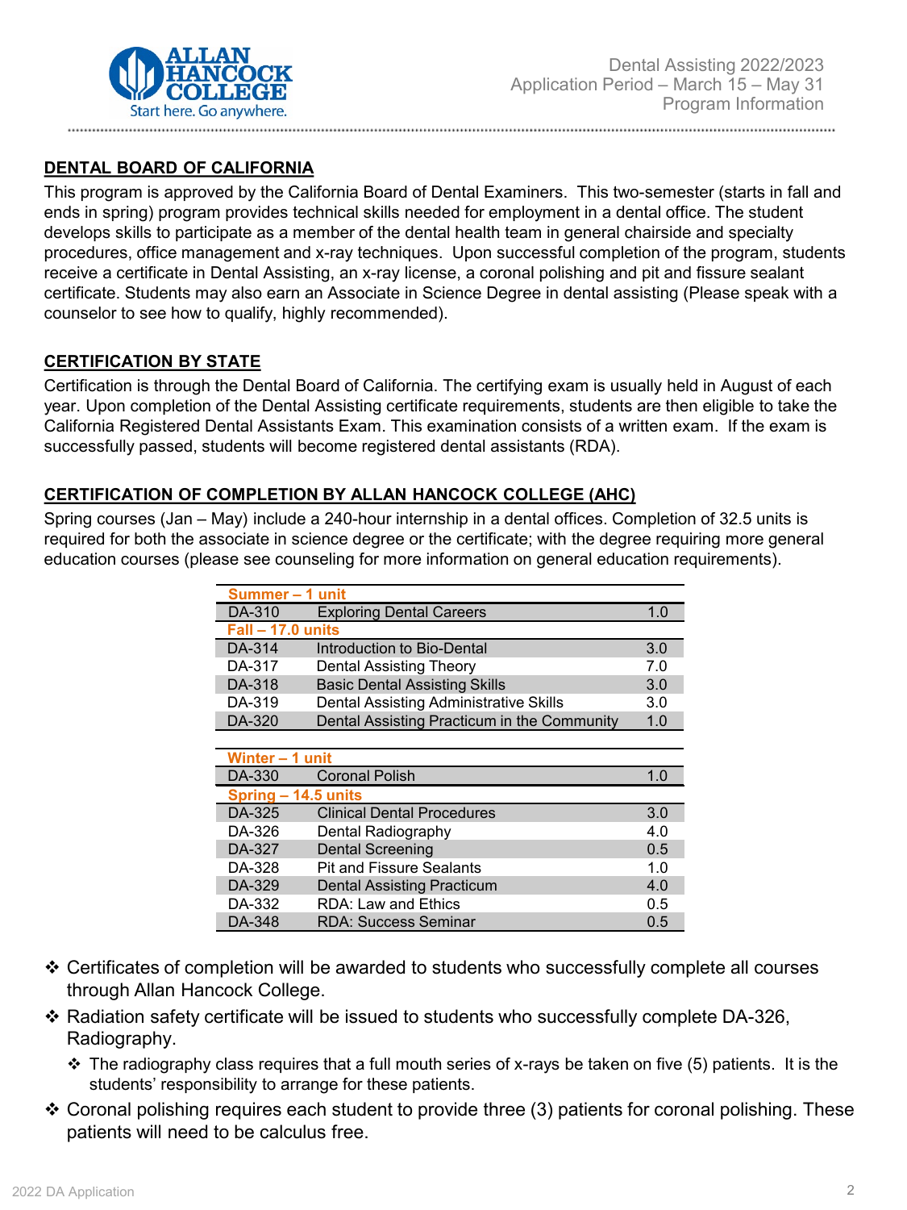## DENTAL BOARD OF CALIFORNIA

This program is approved by the California Board of Dental Examiners. This two-semester (starts in fall and ends in spring) program provides technical skills needed for employment in a dental office. The student develops skills to participate as a member of the dental health team in general chairside and specialty procedures, office management and x-ray techniques. Upon successful completion of the program, students receive a certificate in Dental Assisting, an x-ray license, a coronal polishing and pit and fissure sealant certificate. Students may also earn an Associate in Science Degree in dental assisting (Please speak with a counselor to see how to qualify, highly recommended).

## CERTIFICATION BY STATE

Certification is through the Dental Board of California. The certifying exam is usually held in August of each year. Upon completion of the Dental Assisting certificate requirements, students are then eligible to take the California Registered Dental Assistants Exam. This examination consists of a written exam. If the exam is successfully passed, students will become registered dental assistants (RDA).

## CERTIFICATION OF COMPLETION BY ALLAN HANCOCK COLLEGE (AHC)

Spring courses (Jan – May) include a 240-hour internship in a dental offices. Completion of 32.5 units is required for both the associate in science degree or the certificate; with the degree requiring more general education courses (please see counseling for more information on general education requirements).

| Course | Title | Units |
|---|---|---|
| **Summer – 1 unit** | | |
| DA-310 | Exploring Dental Careers | 1.0 |
| **Fall – 17.0 units** | | |
| DA-314 | Introduction to Bio-Dental | 3.0 |
| DA-317 | Dental Assisting Theory | 7.0 |
| DA-318 | Basic Dental Assisting Skills | 3.0 |
| DA-319 | Dental Assisting Administrative Skills | 3.0 |
| DA-320 | Dental Assisting Practicum in the Community | 1.0 |
| **Winter – 1 unit** | | |
| DA-330 | Coronal Polish | 1.0 |
| **Spring – 14.5 units** | | |
| DA-325 | Clinical Dental Procedures | 3.0 |
| DA-326 | Dental Radiography | 4.0 |
| DA-327 | Dental Screening | 0.5 |
| DA-328 | Pit and Fissure Sealants | 1.0 |
| DA-329 | Dental Assisting Practicum | 4.0 |
| DA-332 | RDA: Law and Ethics | 0.5 |
| DA-348 | RDA: Success Seminar | 0.5 |

- Certificates of completion will be awarded to students who successfully complete all courses through Allan Hancock College.
- Radiation safety certificate will be issued to students who successfully complete DA-326, Radiography.
  - The radiography class requires that a full mouth series of x-rays be taken on five (5) patients. It is the students' responsibility to arrange for these patients.
- Coronal polishing requires each student to provide three (3) patients for coronal polishing. These patients will need to be calculus free.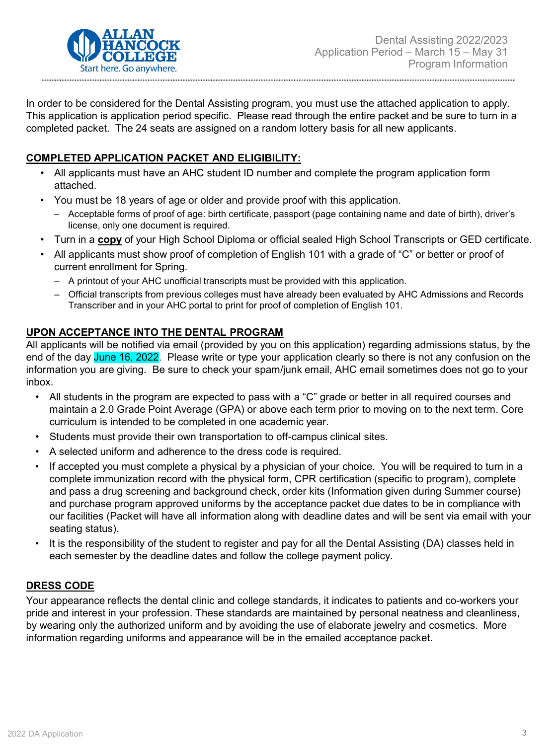In order to be considered for the Dental Assisting program, you must use the attached application to apply. This application is application period specific. Please read through the entire packet and be sure to turn in a completed packet. The 24 seats are assigned on a random lottery basis for all new applicants.

## COMPLETED APPLICATION PACKET AND ELIGIBILITY:

- All applicants must have an AHC student ID number and complete the program application form attached.
- You must be 18 years of age or older and provide proof with this application.
  - Acceptable forms of proof of age: birth certificate, passport (page containing name and date of birth), driver's license, only one document is required.
- Turn in a **copy** of your High School Diploma or official sealed High School Transcripts or GED certificate.
- All applicants must show proof of completion of English 101 with a grade of "C" or better or proof of current enrollment for Spring.
  - A printout of your AHC unofficial transcripts must be provided with this application.
  - Official transcripts from previous colleges must have already been evaluated by AHC Admissions and Records Transcriber and in your AHC portal to print for proof of completion of English 101.

## UPON ACCEPTANCE INTO THE DENTAL PROGRAM

All applicants will be notified via email (provided by you on this application) regarding admissions status, by the end of the day June 16, 2022. Please write or type your application clearly so there is not any confusion on the information you are giving. Be sure to check your spam/junk email, AHC email sometimes does not go to your inbox.

- All students in the program are expected to pass with a "C" grade or better in all required courses and maintain a 2.0 Grade Point Average (GPA) or above each term prior to moving on to the next term. Core curriculum is intended to be completed in one academic year.
- Students must provide their own transportation to off-campus clinical sites.
- A selected uniform and adherence to the dress code is required.
- If accepted you must complete a physical by a physician of your choice. You will be required to turn in a complete immunization record with the physical form, CPR certification (specific to program), complete and pass a drug screening and background check, order kits (Information given during Summer course) and purchase program approved uniforms by the acceptance packet due dates to be in compliance with our facilities (Packet will have all information along with deadline dates and will be sent via email with your seating status).
- It is the responsibility of the student to register and pay for all the Dental Assisting (DA) classes held in each semester by the deadline dates and follow the college payment policy.

## DRESS CODE

Your appearance reflects the dental clinic and college standards, it indicates to patients and co-workers your pride and interest in your profession. These standards are maintained by personal neatness and cleanliness, by wearing only the authorized uniform and by avoiding the use of elaborate jewelry and cosmetics. More information regarding uniforms and appearance will be in the emailed acceptance packet.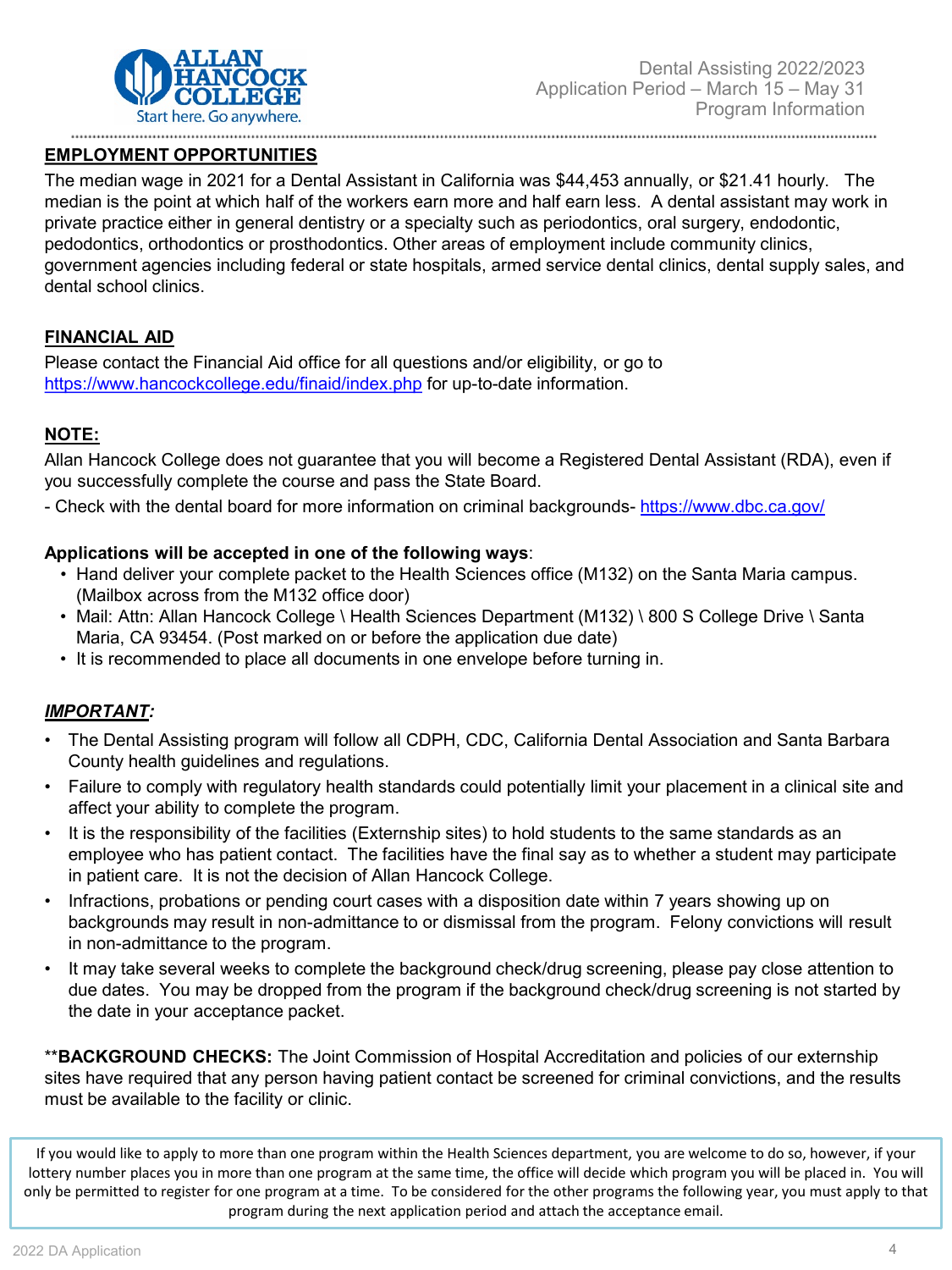## EMPLOYMENT OPPORTUNITIES

The median wage in 2021 for a Dental Assistant in California was $44,453 annually, or $21.41 hourly. The median is the point at which half of the workers earn more and half earn less. A dental assistant may work in private practice either in general dentistry or a specialty such as periodontics, oral surgery, endodontic, pedodontics, orthodontics or prosthodontics. Other areas of employment include community clinics, government agencies including federal or state hospitals, armed service dental clinics, dental supply sales, and dental school clinics.

## FINANCIAL AID

Please contact the Financial Aid office for all questions and/or eligibility, or go to https://www.hancockcollege.edu/finaid/index.php for up-to-date information.

## NOTE:

Allan Hancock College does not guarantee that you will become a Registered Dental Assistant (RDA), even if you successfully complete the course and pass the State Board.

- Check with the dental board for more information on criminal backgrounds- https://www.dbc.ca.gov/

**Applications will be accepted in one of the following ways**:

- Hand deliver your complete packet to the Health Sciences office (M132) on the Santa Maria campus. (Mailbox across from the M132 office door)
- Mail: Attn: Allan Hancock College \ Health Sciences Department (M132) \ 800 S College Drive \ Santa Maria, CA 93454. (Post marked on or before the application due date)
- It is recommended to place all documents in one envelope before turning in.

## *IMPORTANT:*

- The Dental Assisting program will follow all CDPH, CDC, California Dental Association and Santa Barbara County health guidelines and regulations.
- Failure to comply with regulatory health standards could potentially limit your placement in a clinical site and affect your ability to complete the program.
- It is the responsibility of the facilities (Externship sites) to hold students to the same standards as an employee who has patient contact. The facilities have the final say as to whether a student may participate in patient care. It is not the decision of Allan Hancock College.
- Infractions, probations or pending court cases with a disposition date within 7 years showing up on backgrounds may result in non-admittance to or dismissal from the program. Felony convictions will result in non-admittance to the program.
- It may take several weeks to complete the background check/drug screening, please pay close attention to due dates. You may be dropped from the program if the background check/drug screening is not started by the date in your acceptance packet.

****BACKGROUND CHECKS:** The Joint Commission of Hospital Accreditation and policies of our externship sites have required that any person having patient contact be screened for criminal convictions, and the results must be available to the facility or clinic.

If you would like to apply to more than one program within the Health Sciences department, you are welcome to do so, however, if your lottery number places you in more than one program at the same time, the office will decide which program you will be placed in. You will only be permitted to register for one program at a time. To be considered for the other programs the following year, you must apply to that program during the next application period and attach the acceptance email.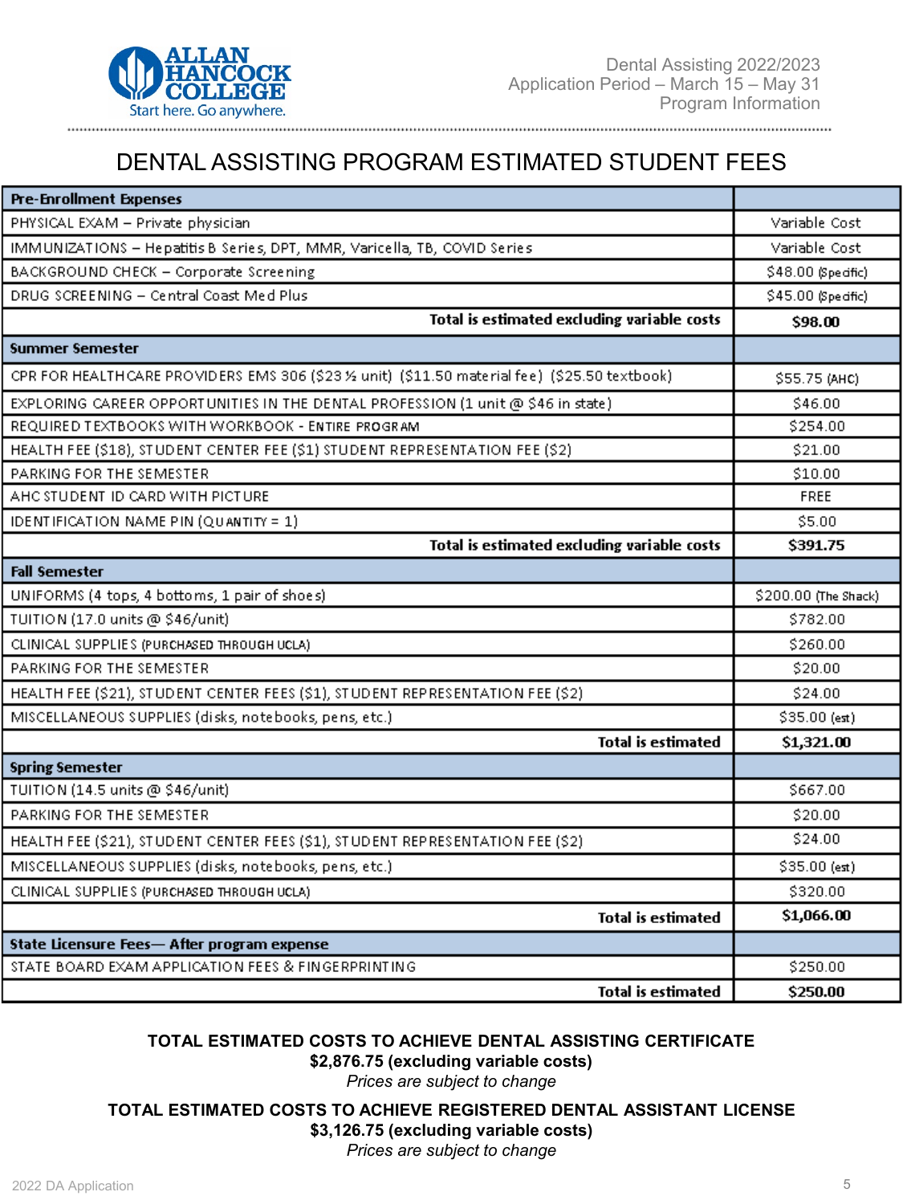# DENTAL ASSISTING PROGRAM ESTIMATED STUDENT FEES

| Pre-Enrollment Expenses | |
|---|---|
| PHYSICAL EXAM – Private physician | Variable Cost |
| IMMUNIZATIONS – Hepatitis B Series, DPT, MMR, Varicella, TB, COVID Series | Variable Cost |
| BACKGROUND CHECK – Corporate Screening | $48.00 (Specific) |
| DRUG SCREENING – Central Coast Med Plus | $45.00 (Specific) |
| **Total is estimated excluding variable costs** | **$98.00** |
| **Summer Semester** | |
| CPR FOR HEALTHCARE PROVIDERS EMS 306 ($23 ½ unit) ($11.50 material fee) ($25.50 textbook) | $55.75 (AHC) |
| EXPLORING CAREER OPPORTUNITIES IN THE DENTAL PROFESSION (1 unit @ $46 in state) | $46.00 |
| REQUIRED TEXTBOOKS WITH WORKBOOK - ENTIRE PROGRAM | $254.00 |
| HEALTH FEE ($18), STUDENT CENTER FEE ($1) STUDENT REPRESENTATION FEE ($2) | $21.00 |
| PARKING FOR THE SEMESTER | $10.00 |
| AHC STUDENT ID CARD WITH PICTURE | FREE |
| IDENTIFICATION NAME PIN (QUANTITY = 1) | $5.00 |
| **Total is estimated excluding variable costs** | **$391.75** |
| **Fall Semester** | |
| UNIFORMS (4 tops, 4 bottoms, 1 pair of shoes) | $200.00 (The Shack) |
| TUITION (17.0 units @ $46/unit) | $782.00 |
| CLINICAL SUPPLIES (PURCHASED THROUGH UCLA) | $260.00 |
| PARKING FOR THE SEMESTER | $20.00 |
| HEALTH FEE ($21), STUDENT CENTER FEES ($1), STUDENT REPRESENTATION FEE ($2) | $24.00 |
| MISCELLANEOUS SUPPLIES (disks, notebooks, pens, etc.) | $35.00 (est) |
| **Total is estimated** | **$1,321.00** |
| **Spring Semester** | |
| TUITION (14.5 units @ $46/unit) | $667.00 |
| PARKING FOR THE SEMESTER | $20.00 |
| HEALTH FEE ($21), STUDENT CENTER FEES ($1), STUDENT REPRESENTATION FEE ($2) | $24.00 |
| MISCELLANEOUS SUPPLIES (disks, notebooks, pens, etc.) | $35.00 (est) |
| CLINICAL SUPPLIES (PURCHASED THROUGH UCLA) | $320.00 |
| **Total is estimated** | **$1,066.00** |
| **State Licensure Fees— After program expense** | |
| STATE BOARD EXAM APPLICATION FEES & FINGERPRINTING | $250.00 |
| **Total is estimated** | **$250.00** |

**TOTAL ESTIMATED COSTS TO ACHIEVE DENTAL ASSISTING CERTIFICATE**
**$2,876.75 (excluding variable costs)**
*Prices are subject to change*

**TOTAL ESTIMATED COSTS TO ACHIEVE REGISTERED DENTAL ASSISTANT LICENSE**
**$3,126.75 (excluding variable costs)**
*Prices are subject to change*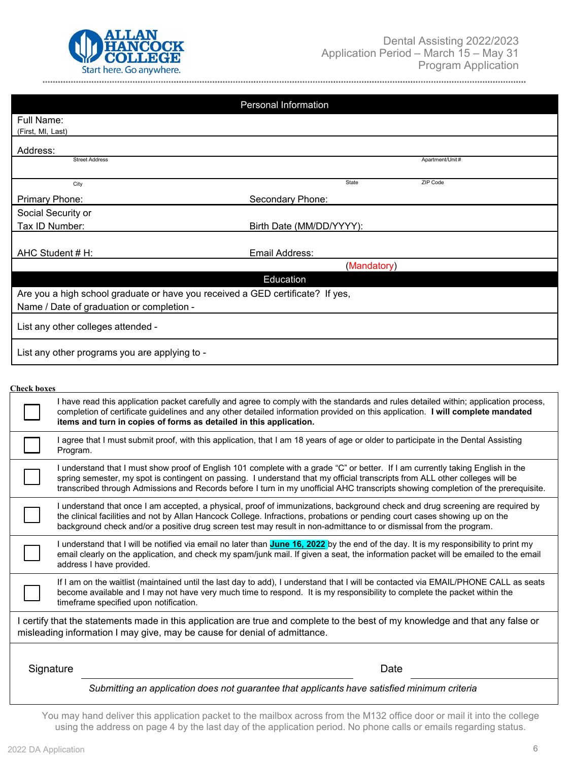ALLAN HANCOCK COLLEGE
Start here. Go anywhere.

Dental Assisting 2022/2023
Application Period – March 15 – May 31
Program Application

## Personal Information

| | | | |
|---|---|---|---|
| Full Name: (First, MI, Last) | | | |
| Address: Street Address | | Apartment/Unit # | |
| City | State | ZIP Code | |
| Primary Phone: | Secondary Phone: | | |
| Social Security or Tax ID Number: | Birth Date (MM/DD/YYYY): | | |
| AHC Student # H: | Email Address: (Mandatory) | | |

## Education

Are you a high school graduate or have you received a GED certificate? If yes,
Name / Date of graduation or completion -

List any other colleges attended -

List any other programs you are applying to -

**Check boxes**

- ☐ I have read this application packet carefully and agree to comply with the standards and rules detailed within; application process, completion of certificate guidelines and any other detailed information provided on this application. **I will complete mandated items and turn in copies of forms as detailed in this application.**
- ☐ I agree that I must submit proof, with this application, that I am 18 years of age or older to participate in the Dental Assisting Program.
- ☐ I understand that I must show proof of English 101 complete with a grade "C" or better. If I am currently taking English in the spring semester, my spot is contingent on passing. I understand that my official transcripts from ALL other colleges will be transcribed through Admissions and Records before I turn in my unofficial AHC transcripts showing completion of the prerequisite.
- ☐ I understand that once I am accepted, a physical, proof of immunizations, background check and drug screening are required by the clinical facilities and not by Allan Hancock College. Infractions, probations or pending court cases showing up on the background check and/or a positive drug screen test may result in non-admittance to or dismissal from the program.
- ☐ I understand that I will be notified via email no later than **June 16, 2022** by the end of the day. It is my responsibility to print my email clearly on the application, and check my spam/junk mail. If given a seat, the information packet will be emailed to the email address I have provided.
- ☐ If I am on the waitlist (maintained until the last day to add), I understand that I will be contacted via EMAIL/PHONE CALL as seats become available and I may not have very much time to respond. It is my responsibility to complete the packet within the timeframe specified upon notification.

I certify that the statements made in this application are true and complete to the best of my knowledge and that any false or misleading information I may give, may be cause for denial of admittance.

Signature ______________________________ Date ______________

*Submitting an application does not guarantee that applicants have satisfied minimum criteria*

You may hand deliver this application packet to the mailbox across from the M132 office door or mail it into the college using the address on page 4 by the last day of the application period. No phone calls or emails regarding status.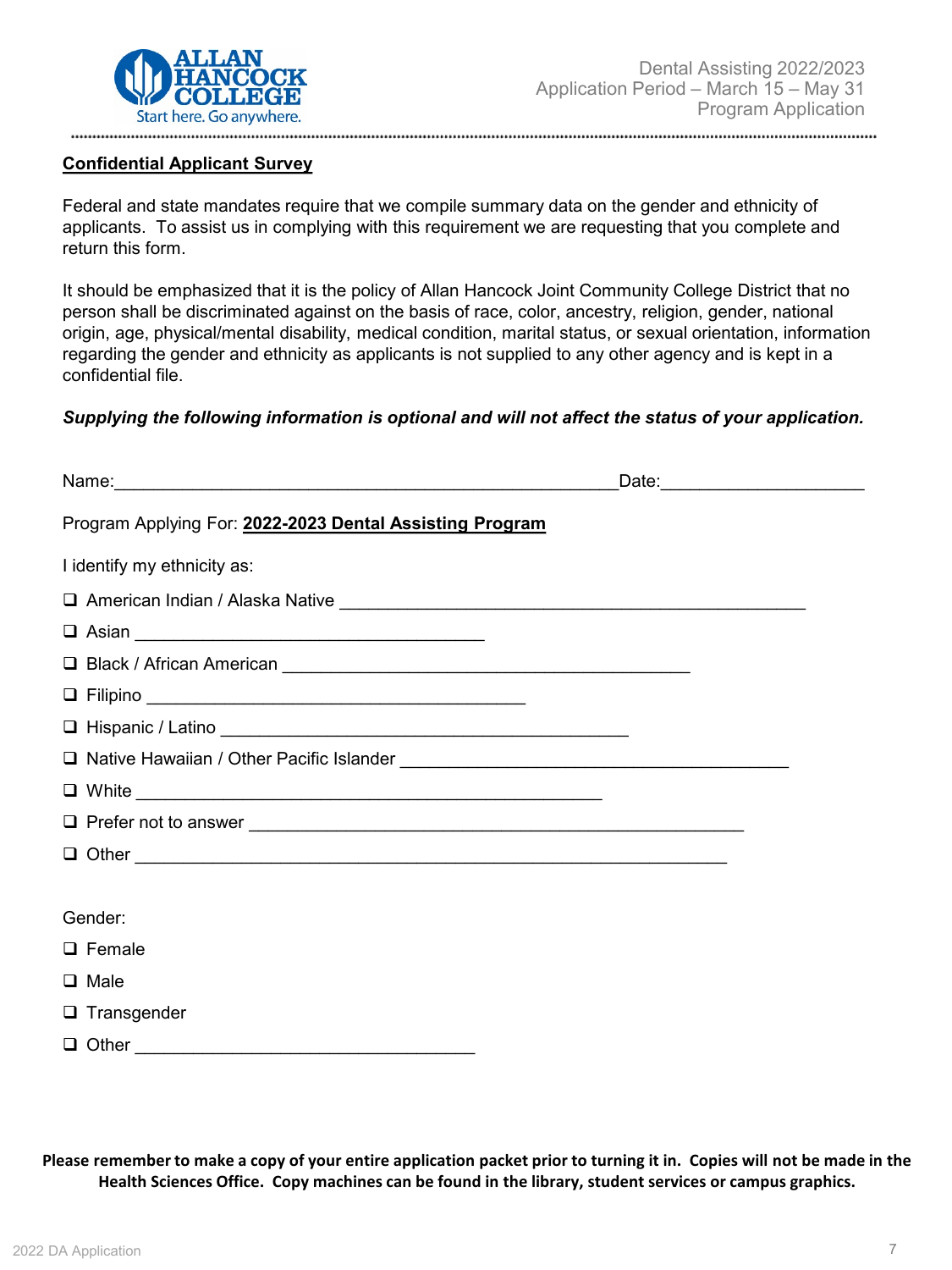Dental Assisting 2022/2023
Application Period – March 15 – May 31
Program Application

## Confidential Applicant Survey

Federal and state mandates require that we compile summary data on the gender and ethnicity of applicants. To assist us in complying with this requirement we are requesting that you complete and return this form.

It should be emphasized that it is the policy of Allan Hancock Joint Community College District that no person shall be discriminated against on the basis of race, color, ancestry, religion, gender, national origin, age, physical/mental disability, medical condition, marital status, or sexual orientation, information regarding the gender and ethnicity as applicants is not supplied to any other agency and is kept in a confidential file.

***Supplying the following information is optional and will not affect the status of your application.***

Name:_______________________________________________________Date:_____________________

Program Applying For: **2022-2023 Dental Assisting Program**

I identify my ethnicity as:

- ❑ American Indian / Alaska Native ___________________________________________________
- ❑ Asian ______________________________________
- ❑ Black / African American ____________________________________________
- ❑ Filipino _________________________________________
- ❑ Hispanic / Latino ____________________________________________
- ❑ Native Hawaiian / Other Pacific Islander __________________________________________
- ❑ White ___________________________________________________
- ❑ Prefer not to answer ______________________________________________________
- ❑ Other ________________________________________________________________

Gender:

- ❑ Female
- ❑ Male
- ❑ Transgender
- ❑ Other _____________________________________

**Please remember to make a copy of your entire application packet prior to turning it in. Copies will not be made in the Health Sciences Office. Copy machines can be found in the library, student services or campus graphics.**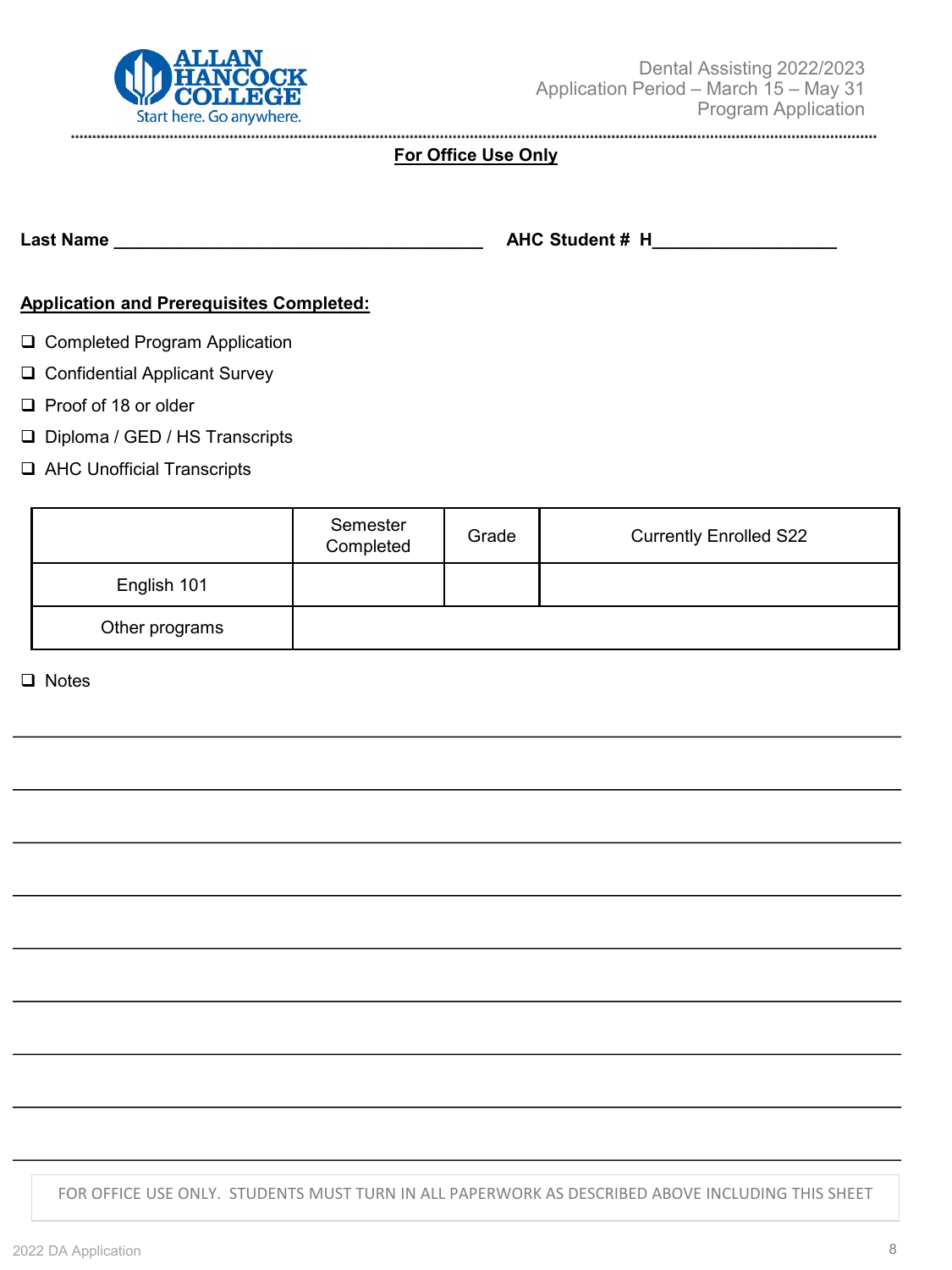Dental Assisting 2022/2023
Application Period – March 15 – May 31
Program Application

**For Office Use Only**

**Last Name** ______________________________________ **AHC Student # H**__________________

**Application and Prerequisites Completed:**

- ❑ Completed Program Application
- ❑ Confidential Applicant Survey
- ❑ Proof of 18 or older
- ❑ Diploma / GED / HS Transcripts
- ❑ AHC Unofficial Transcripts

| | Semester Completed | Grade | Currently Enrolled S22 |
|---|---|---|---|
| English 101 | | | |
| Other programs | | | |

❑ Notes

______________________________________________________________________

______________________________________________________________________

______________________________________________________________________

______________________________________________________________________

______________________________________________________________________

______________________________________________________________________

______________________________________________________________________

______________________________________________________________________

______________________________________________________________________

FOR OFFICE USE ONLY. STUDENTS MUST TURN IN ALL PAPERWORK AS DESCRIBED ABOVE INCLUDING THIS SHEET